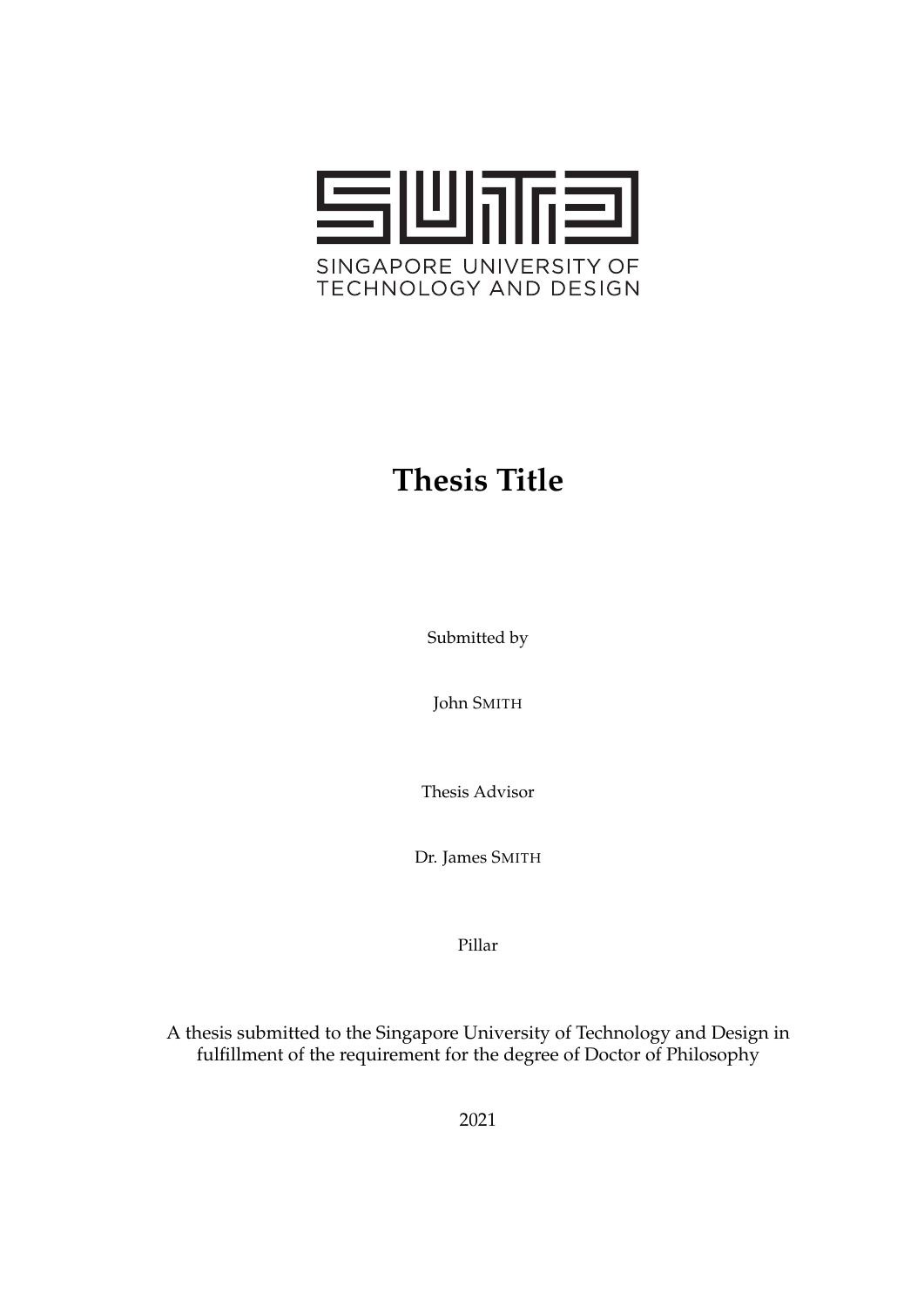SINGAPORE UNIVERSITY OF TECHNOLOGY AND DESIGN

# Thesis Title

Submitted by

John SMITH

Thesis Advisor

Dr. James SMITH

Pillar

A thesis submitted to the Singapore University of Technology and Design in fulfillment of the requirement for the degree of Doctor of Philosophy

2021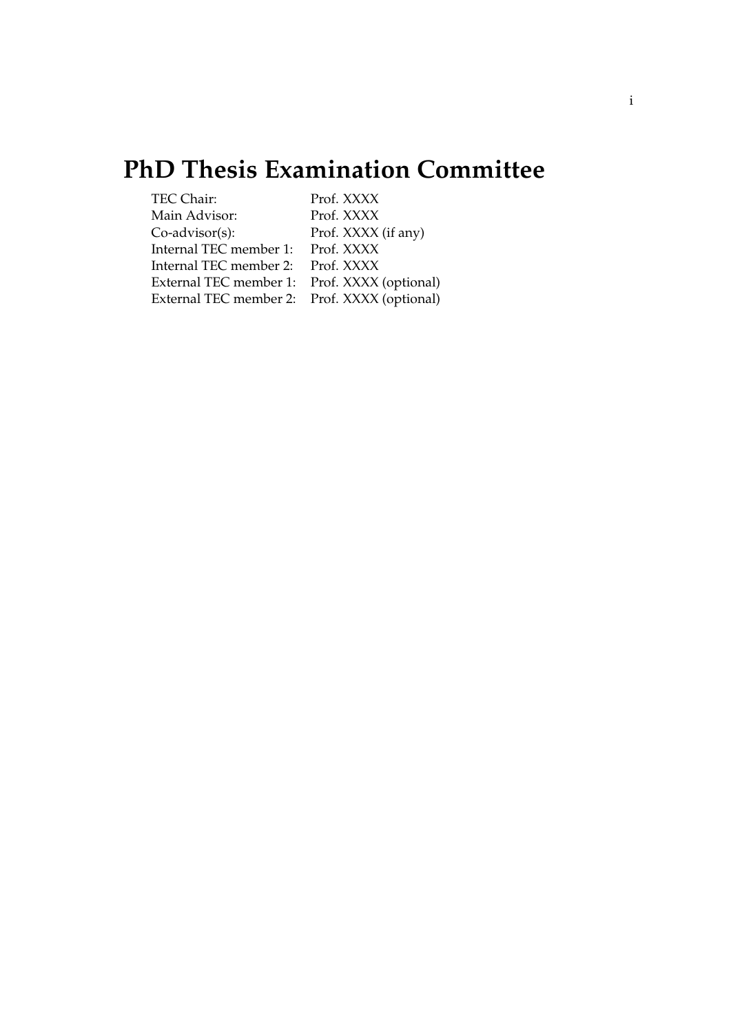# PhD Thesis Examination Committee

| | |
|---|---|
| TEC Chair: | Prof. XXXX |
| Main Advisor: | Prof. XXXX |
| Co-advisor(s): | Prof. XXXX (if any) |
| Internal TEC member 1: | Prof. XXXX |
| Internal TEC member 2: | Prof. XXXX |
| External TEC member 1: | Prof. XXXX (optional) |
| External TEC member 2: | Prof. XXXX (optional) |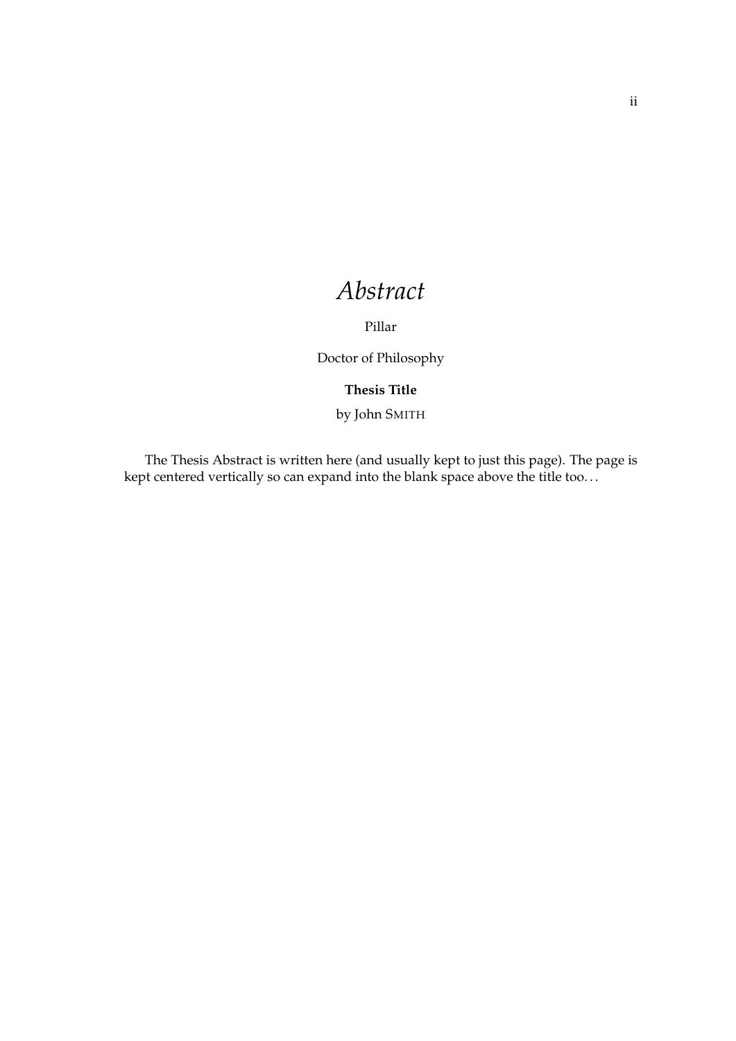# *Abstract*

Pillar

Doctor of Philosophy

**Thesis Title**

by John SMITH

The Thesis Abstract is written here (and usually kept to just this page). The page is kept centered vertically so can expand into the blank space above the title too…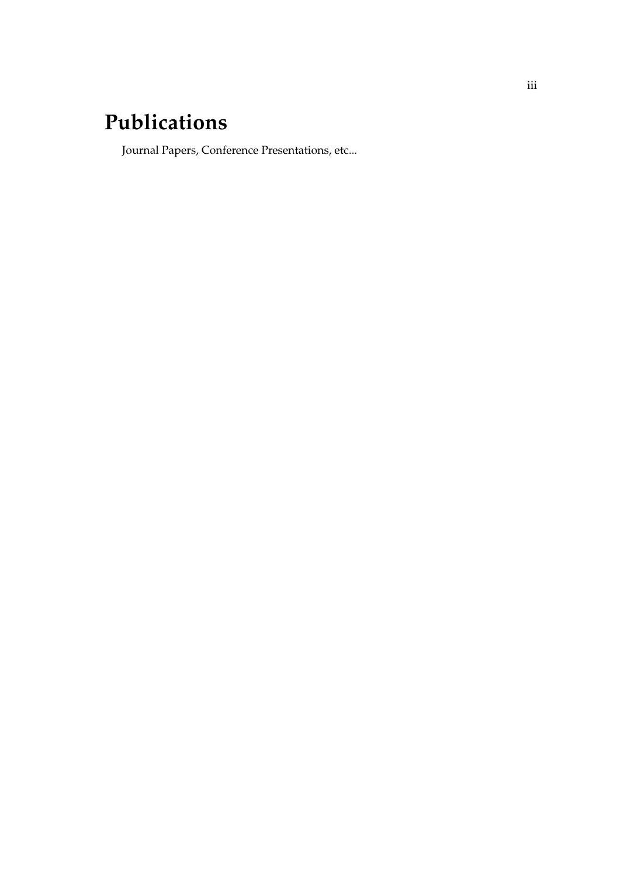# Publications

Journal Papers, Conference Presentations, etc...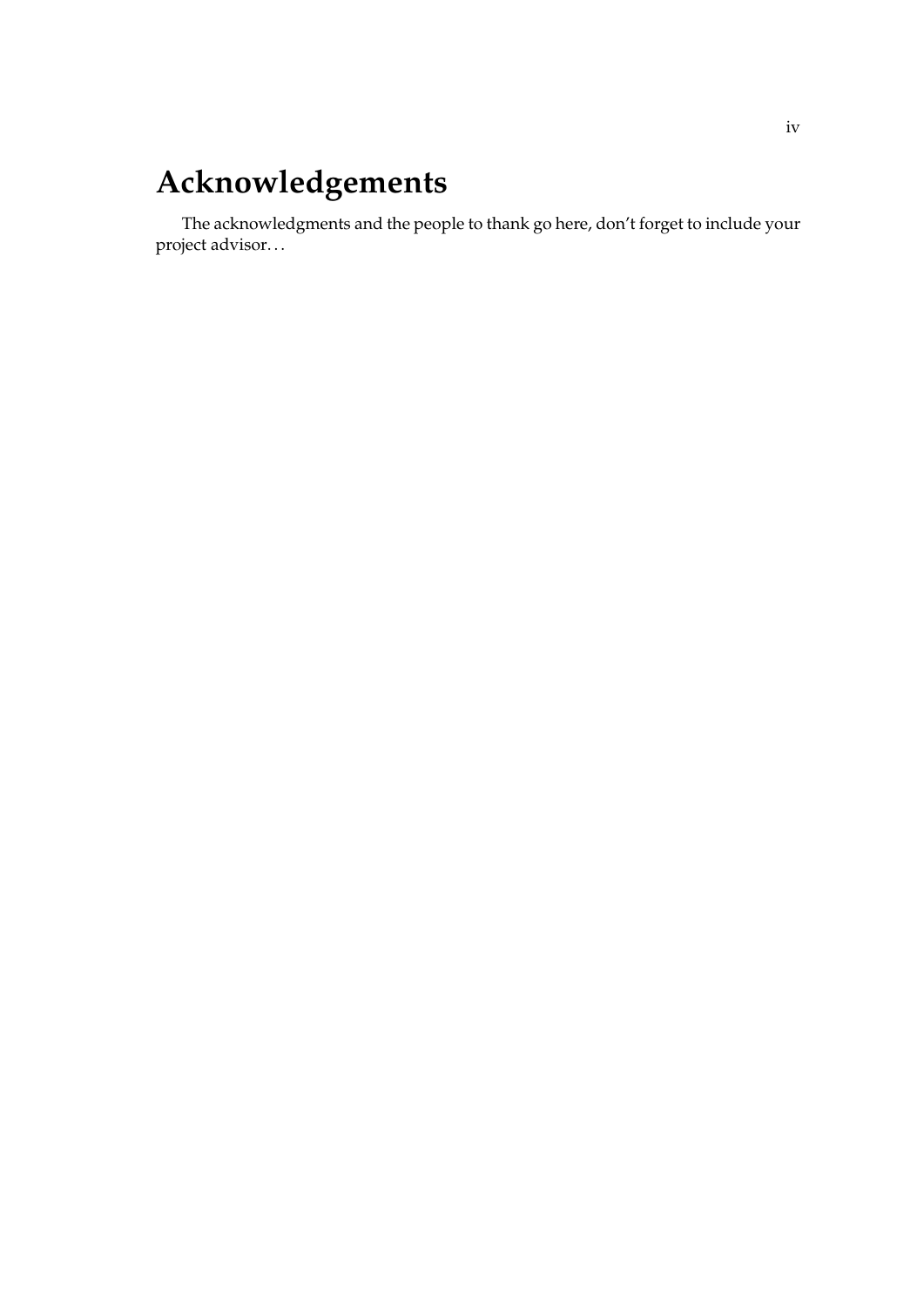# Acknowledgements

The acknowledgments and the people to thank go here, don't forget to include your project advisor…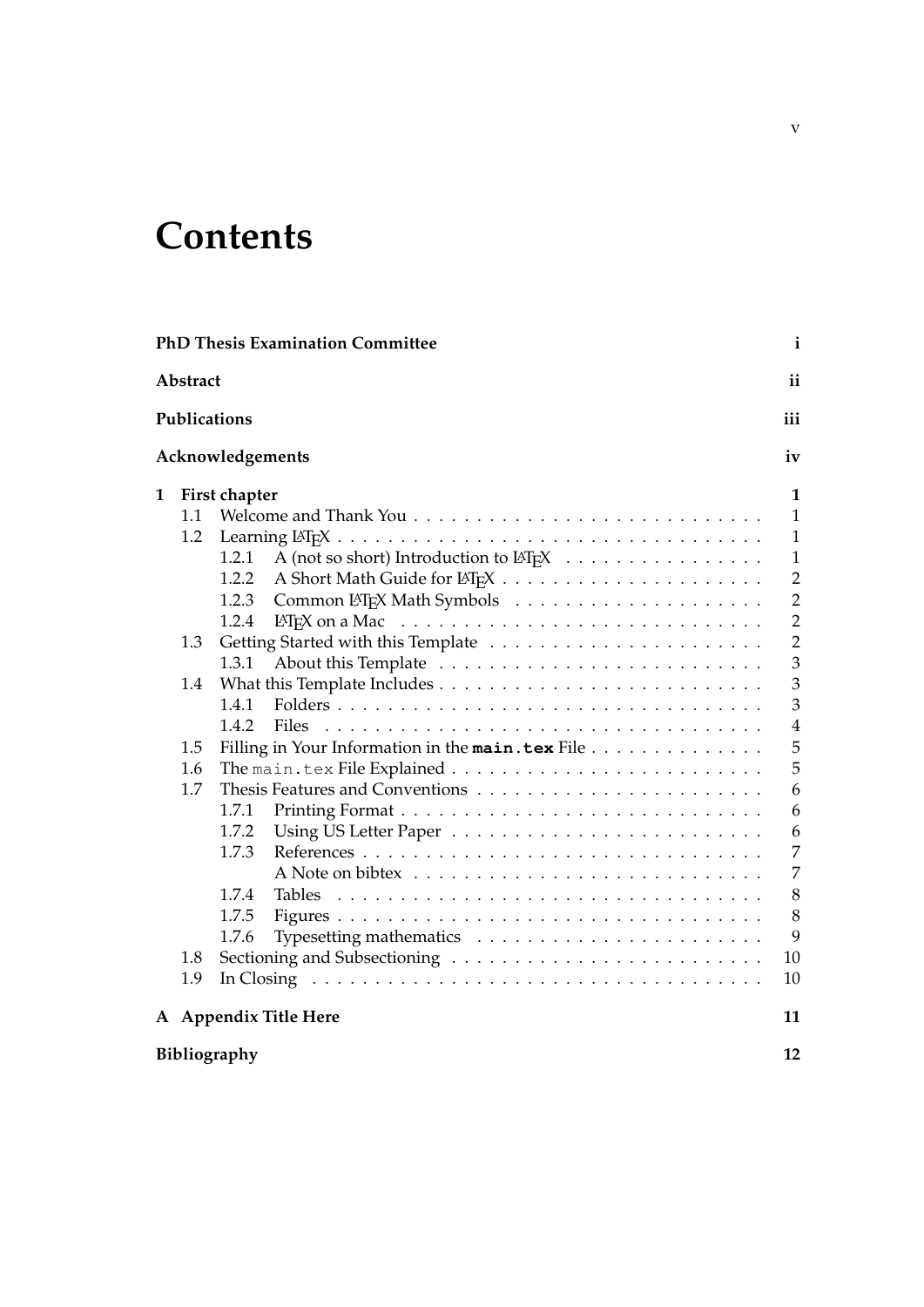# Contents

**PhD Thesis Examination Committee** — **i**

**Abstract** — **ii**

**Publications** — **iii**

**Acknowledgements** — **iv**

**1 First chapter** — **1**

- 1.1 Welcome and Thank You — 1
- 1.2 Learning LaTeX — 1
  - 1.2.1 A (not so short) Introduction to LaTeX — 1
  - 1.2.2 A Short Math Guide for LaTeX — 2
  - 1.2.3 Common LaTeX Math Symbols — 2
  - 1.2.4 LaTeX on a Mac — 2
- 1.3 Getting Started with this Template — 2
  - 1.3.1 About this Template — 3
- 1.4 What this Template Includes — 3
  - 1.4.1 Folders — 3
  - 1.4.2 Files — 4
- 1.5 Filling in Your Information in the **`main.tex`** File — 5
- 1.6 The `main.tex` File Explained — 5
- 1.7 Thesis Features and Conventions — 6
  - 1.7.1 Printing Format — 6
  - 1.7.2 Using US Letter Paper — 6
  - 1.7.3 References — 7
    - A Note on bibtex — 7
  - 1.7.4 Tables — 8
  - 1.7.5 Figures — 8
  - 1.7.6 Typesetting mathematics — 9
- 1.8 Sectioning and Subsectioning — 10
- 1.9 In Closing — 10

**A Appendix Title Here** — **11**

**Bibliography** — **12**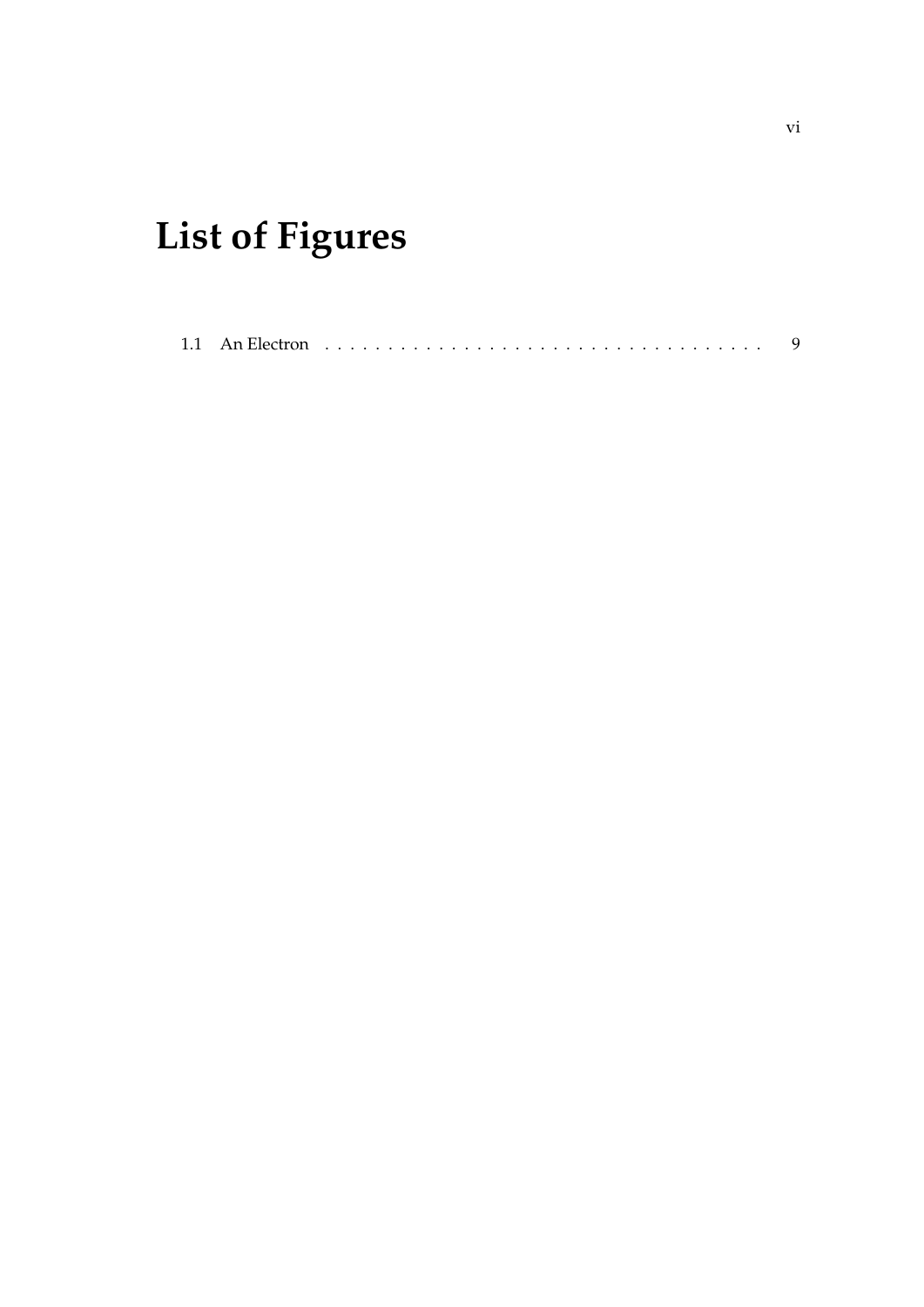# List of Figures

1.1 An Electron . . . . . . . . . . . . . . . . . . . . . . . . . . . . . . . . . . . 9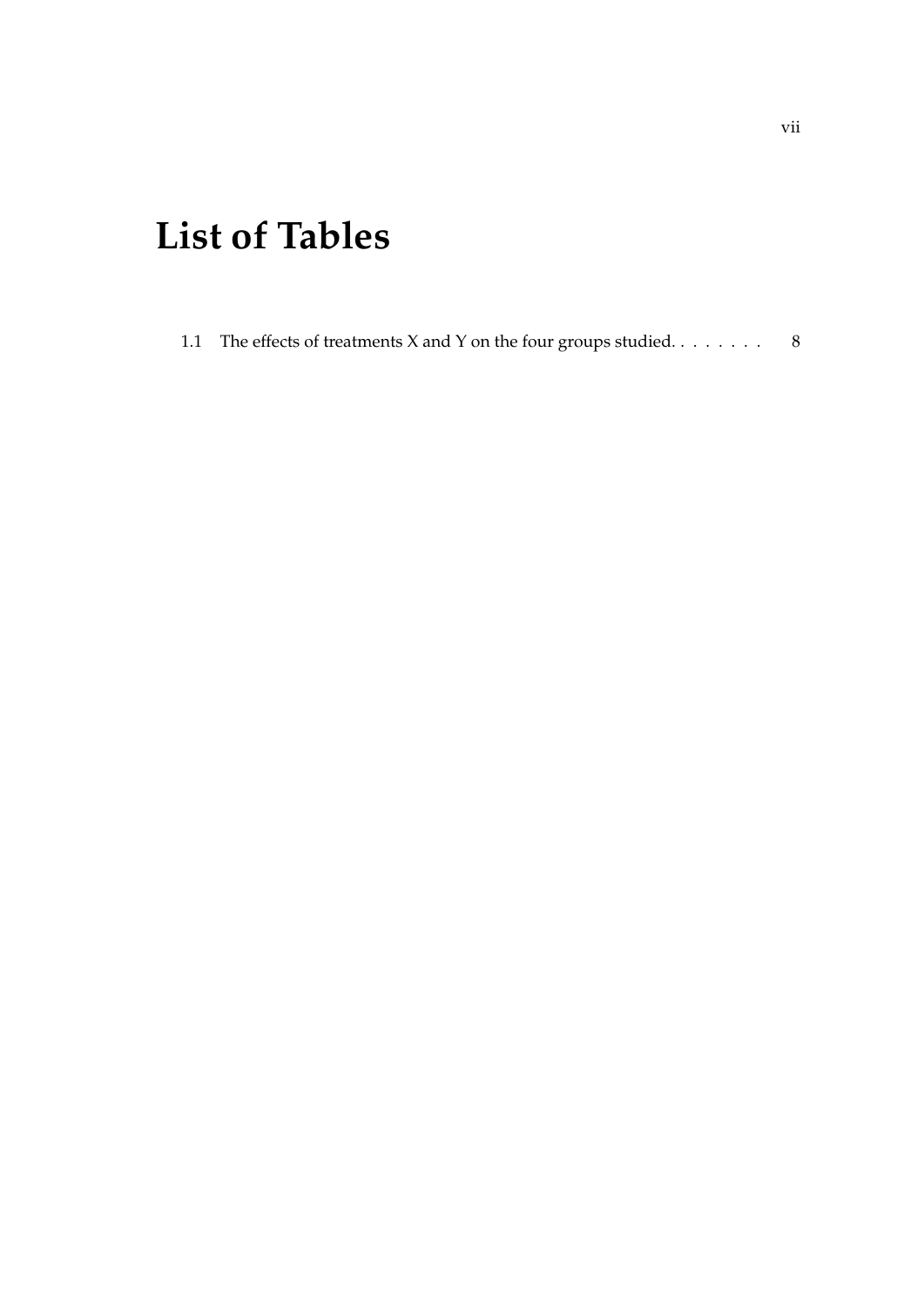# List of Tables

1.1 The effects of treatments X and Y on the four groups studied. . . . . . . . 8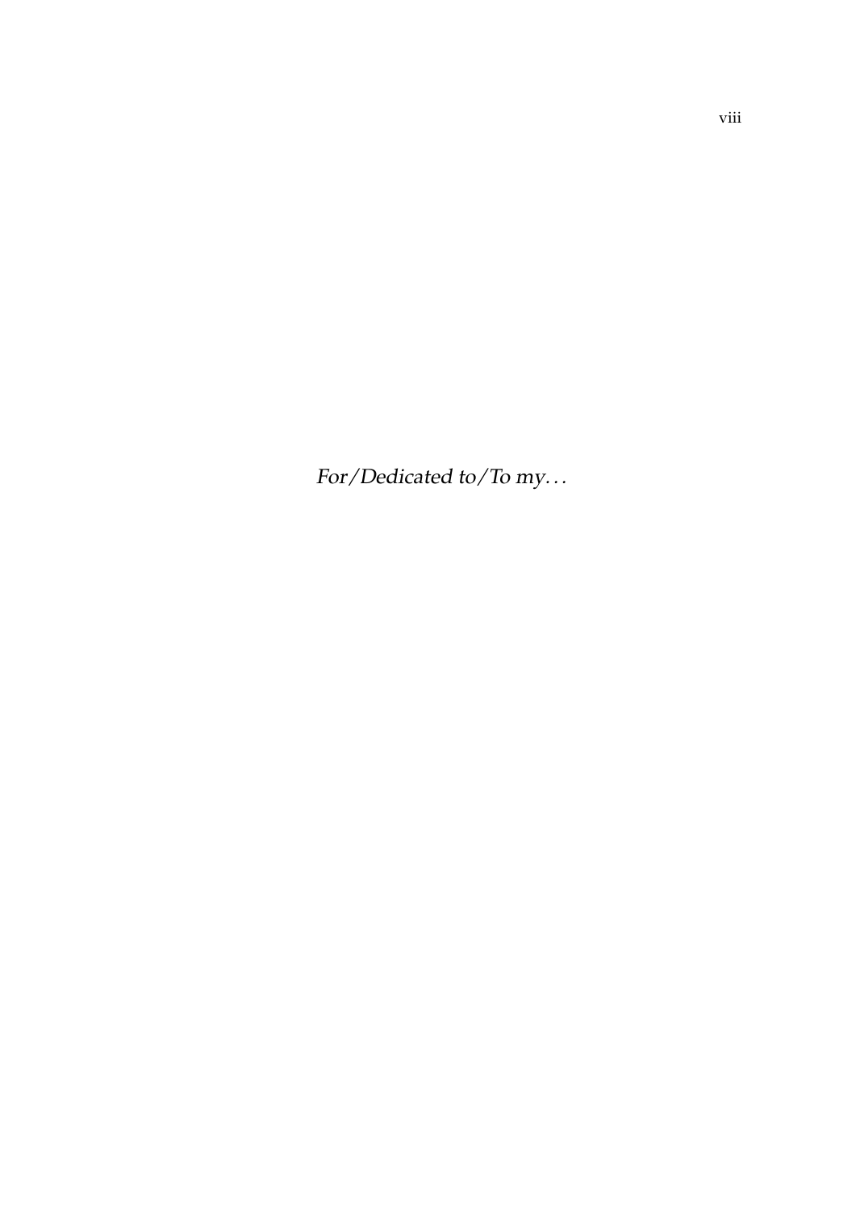*For/Dedicated to/To my…*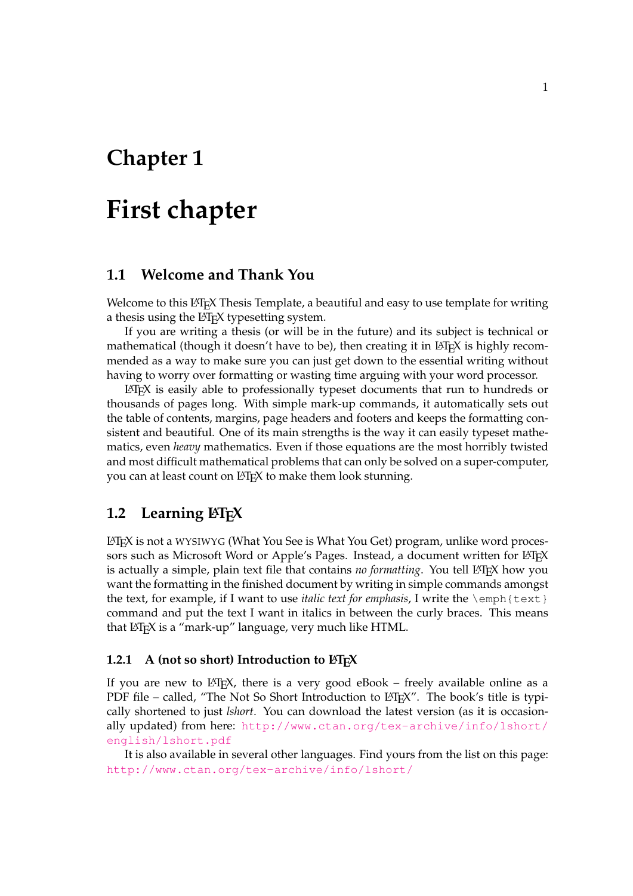# Chapter 1

# First chapter

## 1.1 Welcome and Thank You

Welcome to this LaTeX Thesis Template, a beautiful and easy to use template for writing a thesis using the LaTeX typesetting system.

If you are writing a thesis (or will be in the future) and its subject is technical or mathematical (though it doesn't have to be), then creating it in LaTeX is highly recommended as a way to make sure you can just get down to the essential writing without having to worry over formatting or wasting time arguing with your word processor.

LaTeX is easily able to professionally typeset documents that run to hundreds or thousands of pages long. With simple mark-up commands, it automatically sets out the table of contents, margins, page headers and footers and keeps the formatting consistent and beautiful. One of its main strengths is the way it can easily typeset mathematics, even *heavy* mathematics. Even if those equations are the most horribly twisted and most difficult mathematical problems that can only be solved on a super-computer, you can at least count on LaTeX to make them look stunning.

## 1.2 Learning LaTeX

LaTeX is not a WYSIWYG (What You See is What You Get) program, unlike word processors such as Microsoft Word or Apple's Pages. Instead, a document written for LaTeX is actually a simple, plain text file that contains *no formatting*. You tell LaTeX how you want the formatting in the finished document by writing in simple commands amongst the text, for example, if I want to use *italic text for emphasis*, I write the `\emph{text}` command and put the text I want in italics in between the curly braces. This means that LaTeX is a "mark-up" language, very much like HTML.

### 1.2.1 A (not so short) Introduction to LaTeX

If you are new to LaTeX, there is a very good eBook – freely available online as a PDF file – called, "The Not So Short Introduction to LaTeX". The book's title is typically shortened to just *lshort*. You can download the latest version (as it is occasionally updated) from here: http://www.ctan.org/tex-archive/info/lshort/english/lshort.pdf

It is also available in several other languages. Find yours from the list on this page: http://www.ctan.org/tex-archive/info/lshort/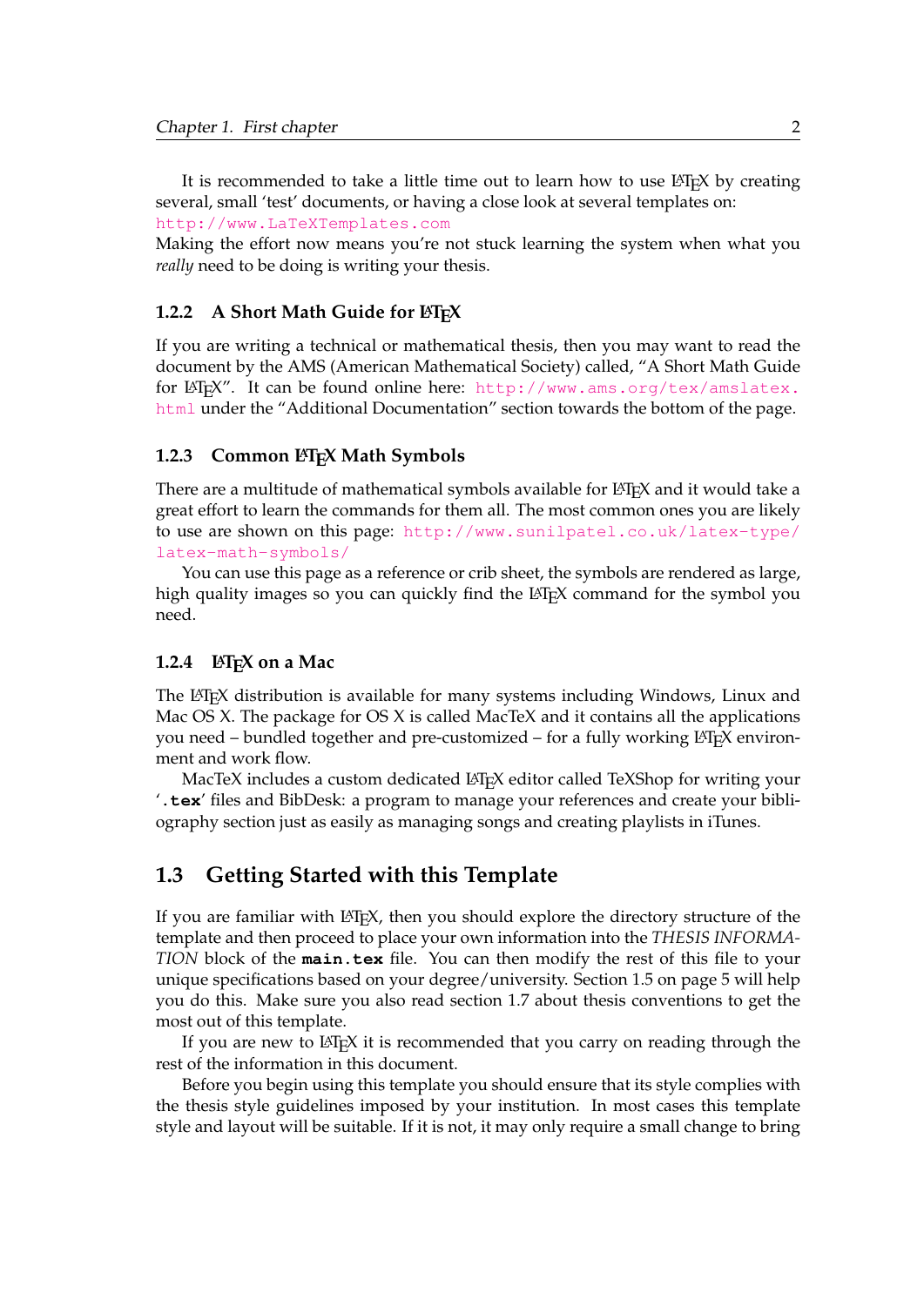It is recommended to take a little time out to learn how to use LaTeX by creating several, small 'test' documents, or having a close look at several templates on: http://www.LaTeXTemplates.com
Making the effort now means you're not stuck learning the system when what you *really* need to be doing is writing your thesis.

### 1.2.2 A Short Math Guide for LaTeX

If you are writing a technical or mathematical thesis, then you may want to read the document by the AMS (American Mathematical Society) called, "A Short Math Guide for LaTeX". It can be found online here: http://www.ams.org/tex/amslatex.html under the "Additional Documentation" section towards the bottom of the page.

### 1.2.3 Common LaTeX Math Symbols

There are a multitude of mathematical symbols available for LaTeX and it would take a great effort to learn the commands for them all. The most common ones you are likely to use are shown on this page: http://www.sunilpatel.co.uk/latex-type/latex-math-symbols/

You can use this page as a reference or crib sheet, the symbols are rendered as large, high quality images so you can quickly find the LaTeX command for the symbol you need.

### 1.2.4 LaTeX on a Mac

The LaTeX distribution is available for many systems including Windows, Linux and Mac OS X. The package for OS X is called MacTeX and it contains all the applications you need – bundled together and pre-customized – for a fully working LaTeX environment and work flow.

MacTeX includes a custom dedicated LaTeX editor called TeXShop for writing your '**`.tex`**' files and BibDesk: a program to manage your references and create your bibliography section just as easily as managing songs and creating playlists in iTunes.

## 1.3 Getting Started with this Template

If you are familiar with LaTeX, then you should explore the directory structure of the template and then proceed to place your own information into the *THESIS INFORMATION* block of the **`main.tex`** file. You can then modify the rest of this file to your unique specifications based on your degree/university. Section 1.5 on page 5 will help you do this. Make sure you also read section 1.7 about thesis conventions to get the most out of this template.

If you are new to LaTeX it is recommended that you carry on reading through the rest of the information in this document.

Before you begin using this template you should ensure that its style complies with the thesis style guidelines imposed by your institution. In most cases this template style and layout will be suitable. If it is not, it may only require a small change to bring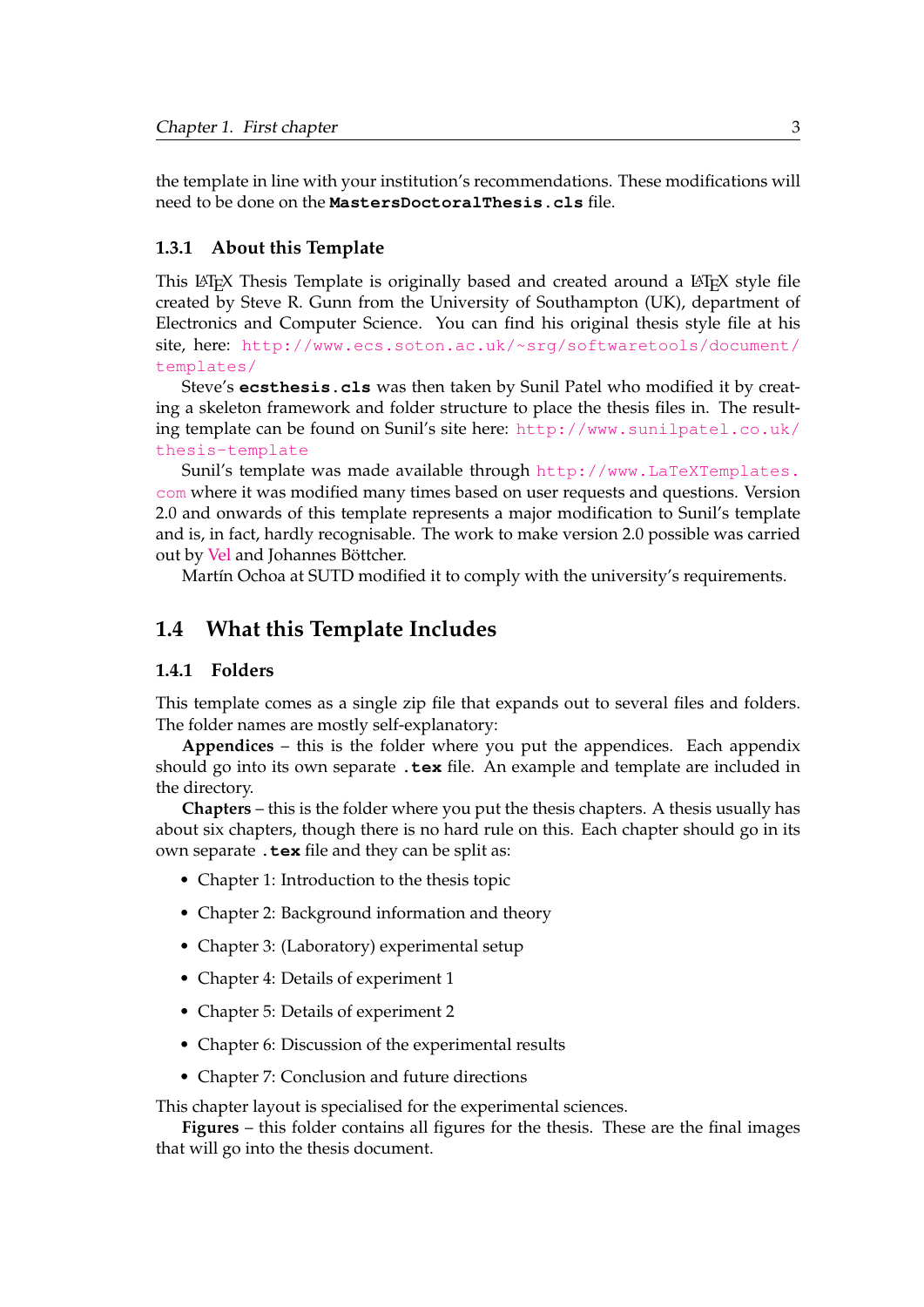the template in line with your institution's recommendations. These modifications will need to be done on the **`MastersDoctoralThesis.cls`** file.

### 1.3.1 About this Template

This LaTeX Thesis Template is originally based and created around a LaTeX style file created by Steve R. Gunn from the University of Southampton (UK), department of Electronics and Computer Science. You can find his original thesis style file at his site, here: http://www.ecs.soton.ac.uk/~srg/softwaretools/document/templates/

Steve's **`ecsthesis.cls`** was then taken by Sunil Patel who modified it by creating a skeleton framework and folder structure to place the thesis files in. The resulting template can be found on Sunil's site here: http://www.sunilpatel.co.uk/thesis-template

Sunil's template was made available through http://www.LaTeXTemplates.com where it was modified many times based on user requests and questions. Version 2.0 and onwards of this template represents a major modification to Sunil's template and is, in fact, hardly recognisable. The work to make version 2.0 possible was carried out by Vel and Johannes Böttcher.

Martín Ochoa at SUTD modified it to comply with the university's requirements.

## 1.4 What this Template Includes

### 1.4.1 Folders

This template comes as a single zip file that expands out to several files and folders. The folder names are mostly self-explanatory:

**Appendices** – this is the folder where you put the appendices. Each appendix should go into its own separate **`.tex`** file. An example and template are included in the directory.

**Chapters** – this is the folder where you put the thesis chapters. A thesis usually has about six chapters, though there is no hard rule on this. Each chapter should go in its own separate **`.tex`** file and they can be split as:

- Chapter 1: Introduction to the thesis topic
- Chapter 2: Background information and theory
- Chapter 3: (Laboratory) experimental setup
- Chapter 4: Details of experiment 1
- Chapter 5: Details of experiment 2
- Chapter 6: Discussion of the experimental results
- Chapter 7: Conclusion and future directions

This chapter layout is specialised for the experimental sciences.

**Figures** – this folder contains all figures for the thesis. These are the final images that will go into the thesis document.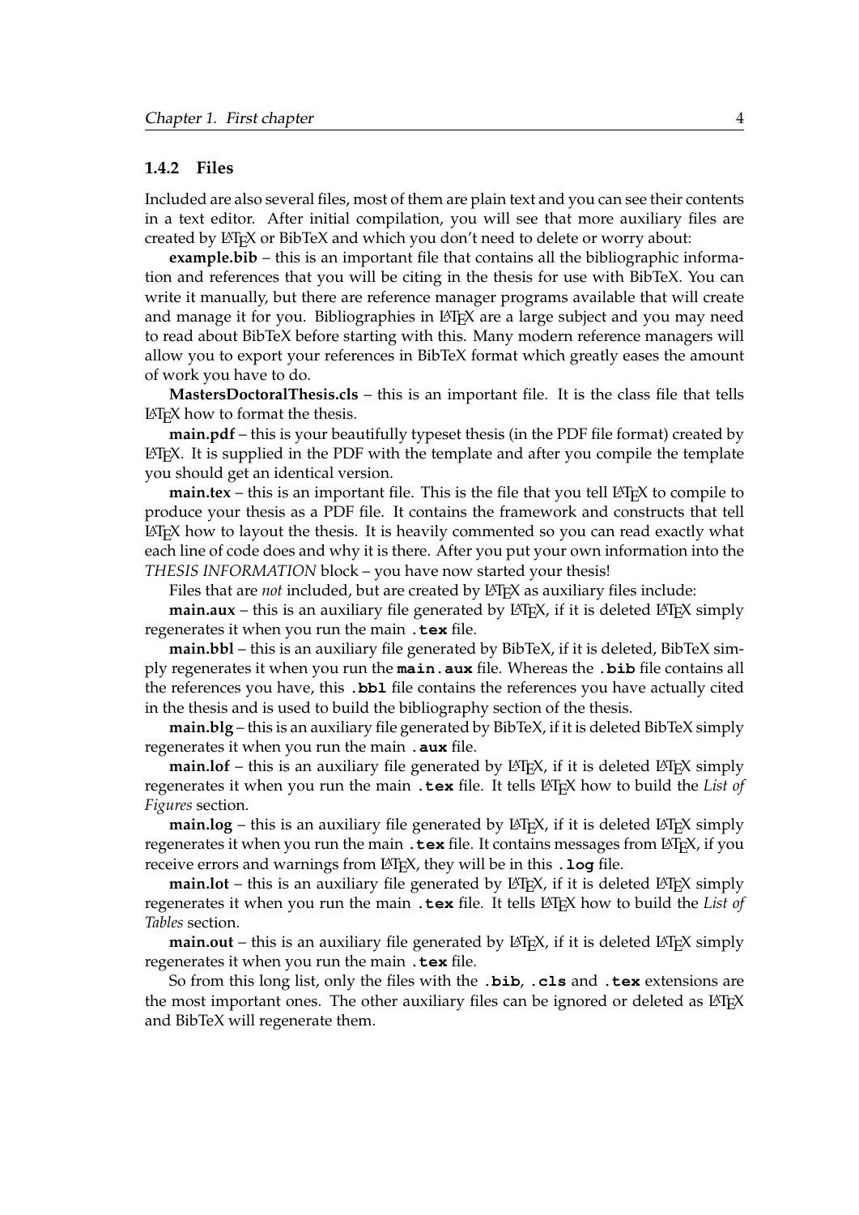### 1.4.2 Files

Included are also several files, most of them are plain text and you can see their contents in a text editor. After initial compilation, you will see that more auxiliary files are created by LaTeX or BibTeX and which you don't need to delete or worry about:

**example.bib** – this is an important file that contains all the bibliographic information and references that you will be citing in the thesis for use with BibTeX. You can write it manually, but there are reference manager programs available that will create and manage it for you. Bibliographies in LaTeX are a large subject and you may need to read about BibTeX before starting with this. Many modern reference managers will allow you to export your references in BibTeX format which greatly eases the amount of work you have to do.

**MastersDoctoralThesis.cls** – this is an important file. It is the class file that tells LaTeX how to format the thesis.

**main.pdf** – this is your beautifully typeset thesis (in the PDF file format) created by LaTeX. It is supplied in the PDF with the template and after you compile the template you should get an identical version.

**main.tex** – this is an important file. This is the file that you tell LaTeX to compile to produce your thesis as a PDF file. It contains the framework and constructs that tell LaTeX how to layout the thesis. It is heavily commented so you can read exactly what each line of code does and why it is there. After you put your own information into the *THESIS INFORMATION* block – you have now started your thesis!

Files that are *not* included, but are created by LaTeX as auxiliary files include:

**main.aux** – this is an auxiliary file generated by LaTeX, if it is deleted LaTeX simply regenerates it when you run the main **`.tex`** file.

**main.bbl** – this is an auxiliary file generated by BibTeX, if it is deleted, BibTeX simply regenerates it when you run the **`main.aux`** file. Whereas the **`.bib`** file contains all the references you have, this **`.bbl`** file contains the references you have actually cited in the thesis and is used to build the bibliography section of the thesis.

**main.blg** – this is an auxiliary file generated by BibTeX, if it is deleted BibTeX simply regenerates it when you run the main **`.aux`** file.

**main.lof** – this is an auxiliary file generated by LaTeX, if it is deleted LaTeX simply regenerates it when you run the main **`.tex`** file. It tells LaTeX how to build the *List of Figures* section.

**main.log** – this is an auxiliary file generated by LaTeX, if it is deleted LaTeX simply regenerates it when you run the main **`.tex`** file. It contains messages from LaTeX, if you receive errors and warnings from LaTeX, they will be in this **`.log`** file.

**main.lot** – this is an auxiliary file generated by LaTeX, if it is deleted LaTeX simply regenerates it when you run the main **`.tex`** file. It tells LaTeX how to build the *List of Tables* section.

**main.out** – this is an auxiliary file generated by LaTeX, if it is deleted LaTeX simply regenerates it when you run the main **`.tex`** file.

So from this long list, only the files with the **`.bib`**, **`.cls`** and **`.tex`** extensions are the most important ones. The other auxiliary files can be ignored or deleted as LaTeX and BibTeX will regenerate them.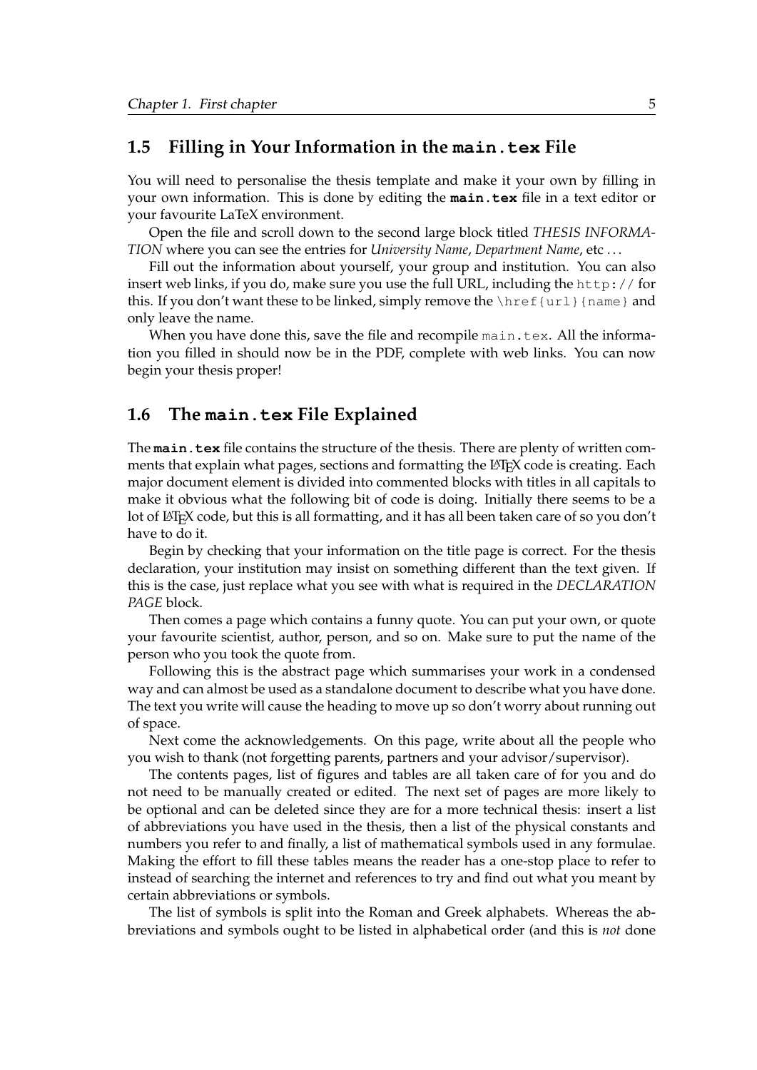## 1.5 Filling in Your Information in the `main.tex` File

You will need to personalise the thesis template and make it your own by filling in your own information. This is done by editing the **`main.tex`** file in a text editor or your favourite LaTeX environment.

Open the file and scroll down to the second large block titled *THESIS INFORMATION* where you can see the entries for *University Name*, *Department Name*, etc ...

Fill out the information about yourself, your group and institution. You can also insert web links, if you do, make sure you use the full URL, including the `http://` for this. If you don't want these to be linked, simply remove the `\href{url}{name}` and only leave the name.

When you have done this, save the file and recompile `main.tex`. All the information you filled in should now be in the PDF, complete with web links. You can now begin your thesis proper!

## 1.6 The `main.tex` File Explained

The **`main.tex`** file contains the structure of the thesis. There are plenty of written comments that explain what pages, sections and formatting the LaTeX code is creating. Each major document element is divided into commented blocks with titles in all capitals to make it obvious what the following bit of code is doing. Initially there seems to be a lot of LaTeX code, but this is all formatting, and it has all been taken care of so you don't have to do it.

Begin by checking that your information on the title page is correct. For the thesis declaration, your institution may insist on something different than the text given. If this is the case, just replace what you see with what is required in the *DECLARATION PAGE* block.

Then comes a page which contains a funny quote. You can put your own, or quote your favourite scientist, author, person, and so on. Make sure to put the name of the person who you took the quote from.

Following this is the abstract page which summarises your work in a condensed way and can almost be used as a standalone document to describe what you have done. The text you write will cause the heading to move up so don't worry about running out of space.

Next come the acknowledgements. On this page, write about all the people who you wish to thank (not forgetting parents, partners and your advisor/supervisor).

The contents pages, list of figures and tables are all taken care of for you and do not need to be manually created or edited. The next set of pages are more likely to be optional and can be deleted since they are for a more technical thesis: insert a list of abbreviations you have used in the thesis, then a list of the physical constants and numbers you refer to and finally, a list of mathematical symbols used in any formulae. Making the effort to fill these tables means the reader has a one-stop place to refer to instead of searching the internet and references to try and find out what you meant by certain abbreviations or symbols.

The list of symbols is split into the Roman and Greek alphabets. Whereas the abbreviations and symbols ought to be listed in alphabetical order (and this is *not* done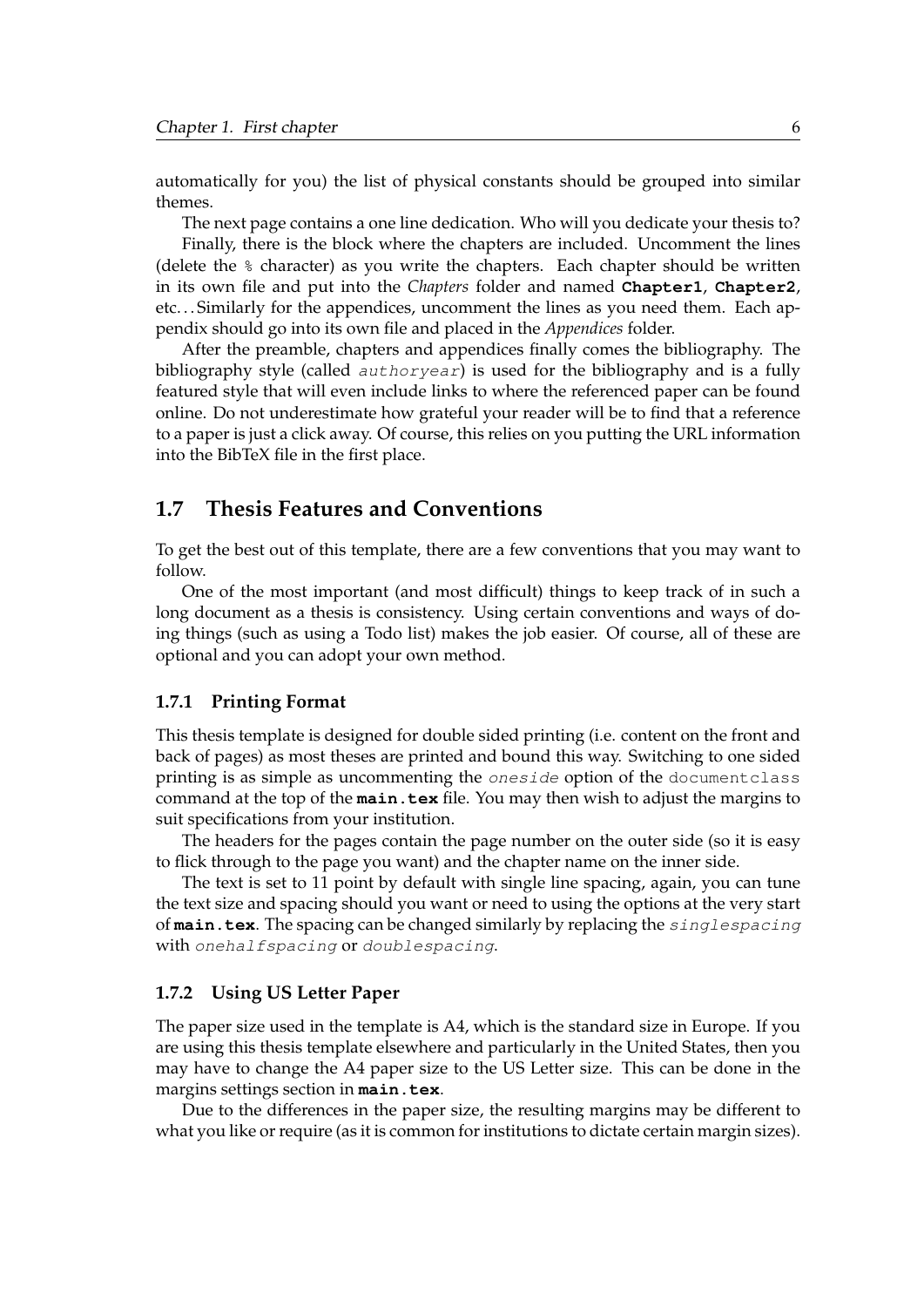automatically for you) the list of physical constants should be grouped into similar themes.

The next page contains a one line dedication. Who will you dedicate your thesis to?

Finally, there is the block where the chapters are included. Uncomment the lines (delete the `%` character) as you write the chapters. Each chapter should be written in its own file and put into the *Chapters* folder and named **`Chapter1`**, **`Chapter2`**, etc... Similarly for the appendices, uncomment the lines as you need them. Each appendix should go into its own file and placed in the *Appendices* folder.

After the preamble, chapters and appendices finally comes the bibliography. The bibliography style (called *`authoryear`*) is used for the bibliography and is a fully featured style that will even include links to where the referenced paper can be found online. Do not underestimate how grateful your reader will be to find that a reference to a paper is just a click away. Of course, this relies on you putting the URL information into the BibTeX file in the first place.

## 1.7 Thesis Features and Conventions

To get the best out of this template, there are a few conventions that you may want to follow.

One of the most important (and most difficult) things to keep track of in such a long document as a thesis is consistency. Using certain conventions and ways of doing things (such as using a Todo list) makes the job easier. Of course, all of these are optional and you can adopt your own method.

### 1.7.1 Printing Format

This thesis template is designed for double sided printing (i.e. content on the front and back of pages) as most theses are printed and bound this way. Switching to one sided printing is as simple as uncommenting the *`oneside`* option of the `documentclass` command at the top of the **`main.tex`** file. You may then wish to adjust the margins to suit specifications from your institution.

The headers for the pages contain the page number on the outer side (so it is easy to flick through to the page you want) and the chapter name on the inner side.

The text is set to 11 point by default with single line spacing, again, you can tune the text size and spacing should you want or need to using the options at the very start of **`main.tex`**. The spacing can be changed similarly by replacing the *`singlespacing`* with *`onehalfspacing`* or *`doublespacing`*.

### 1.7.2 Using US Letter Paper

The paper size used in the template is A4, which is the standard size in Europe. If you are using this thesis template elsewhere and particularly in the United States, then you may have to change the A4 paper size to the US Letter size. This can be done in the margins settings section in **`main.tex`**.

Due to the differences in the paper size, the resulting margins may be different to what you like or require (as it is common for institutions to dictate certain margin sizes).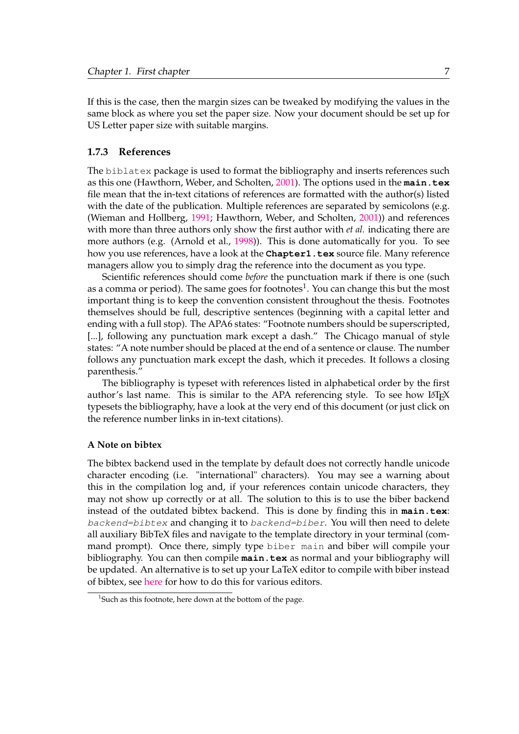If this is the case, then the margin sizes can be tweaked by modifying the values in the same block as where you set the paper size. Now your document should be set up for US Letter paper size with suitable margins.

### 1.7.3 References

The `biblatex` package is used to format the bibliography and inserts references such as this one (Hawthorn, Weber, and Scholten, 2001). The options used in the **`main.tex`** file mean that the in-text citations of references are formatted with the author(s) listed with the date of the publication. Multiple references are separated by semicolons (e.g. (Wieman and Hollberg, 1991; Hawthorn, Weber, and Scholten, 2001)) and references with more than three authors only show the first author with *et al.* indicating there are more authors (e.g. (Arnold et al., 1998)). This is done automatically for you. To see how you use references, have a look at the **`Chapter1.tex`** source file. Many reference managers allow you to simply drag the reference into the document as you type.

Scientific references should come *before* the punctuation mark if there is one (such as a comma or period). The same goes for footnotes[1]. You can change this but the most important thing is to keep the convention consistent throughout the thesis. Footnotes themselves should be full, descriptive sentences (beginning with a capital letter and ending with a full stop). The APA6 states: "Footnote numbers should be superscripted, [...], following any punctuation mark except a dash." The Chicago manual of style states: "A note number should be placed at the end of a sentence or clause. The number follows any punctuation mark except the dash, which it precedes. It follows a closing parenthesis."

The bibliography is typeset with references listed in alphabetical order by the first author's last name. This is similar to the APA referencing style. To see how LaTeX typesets the bibliography, have a look at the very end of this document (or just click on the reference number links in in-text citations).

#### A Note on bibtex

The bibtex backend used in the template by default does not correctly handle unicode character encoding (i.e. "international" characters). You may see a warning about this in the compilation log and, if your references contain unicode characters, they may not show up correctly or at all. The solution to this is to use the biber backend instead of the outdated bibtex backend. This is done by finding this in **`main.tex`**: *`backend=bibtex`* and changing it to *`backend=biber`*. You will then need to delete all auxiliary BibTeX files and navigate to the template directory in your terminal (command prompt). Once there, simply type `biber main` and biber will compile your bibliography. You can then compile **`main.tex`** as normal and your bibliography will be updated. An alternative is to set up your LaTeX editor to compile with biber instead of bibtex, see here for how to do this for various editors.

[1] Such as this footnote, here down at the bottom of the page.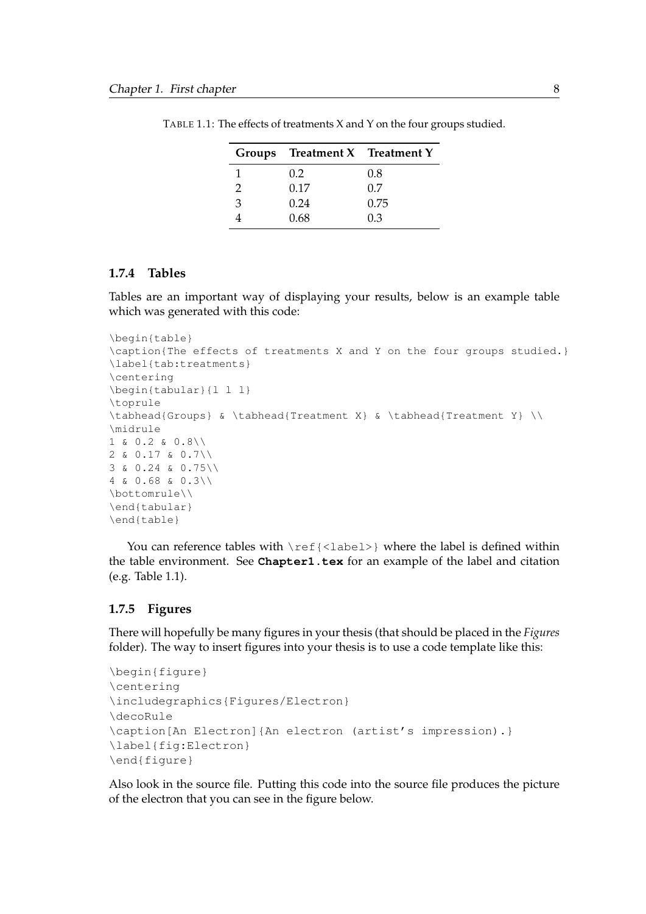TABLE 1.1: The effects of treatments X and Y on the four groups studied.

| Groups | Treatment X | Treatment Y |
|---|---|---|
| 1 | 0.2 | 0.8 |
| 2 | 0.17 | 0.7 |
| 3 | 0.24 | 0.75 |
| 4 | 0.68 | 0.3 |

### 1.7.4 Tables

Tables are an important way of displaying your results, below is an example table which was generated with this code:

```
\begin{table}
\caption{The effects of treatments X and Y on the four groups studied.}
\label{tab:treatments}
\centering
\begin{tabular}{l l l}
\toprule
\tabhead{Groups} & \tabhead{Treatment X} & \tabhead{Treatment Y} \\
\midrule
1 & 0.2 & 0.8\\
2 & 0.17 & 0.7\\
3 & 0.24 & 0.75\\
4 & 0.68 & 0.3\\
\bottomrule\\
\end{tabular}
\end{table}
```

You can reference tables with `\ref{<label>}` where the label is defined within the table environment. See **`Chapter1.tex`** for an example of the label and citation (e.g. Table 1.1).

### 1.7.5 Figures

There will hopefully be many figures in your thesis (that should be placed in the *Figures* folder). The way to insert figures into your thesis is to use a code template like this:

```
\begin{figure}
\centering
\includegraphics{Figures/Electron}
\decoRule
\caption[An Electron]{An electron (artist's impression).}
\label{fig:Electron}
\end{figure}
```

Also look in the source file. Putting this code into the source file produces the picture of the electron that you can see in the figure below.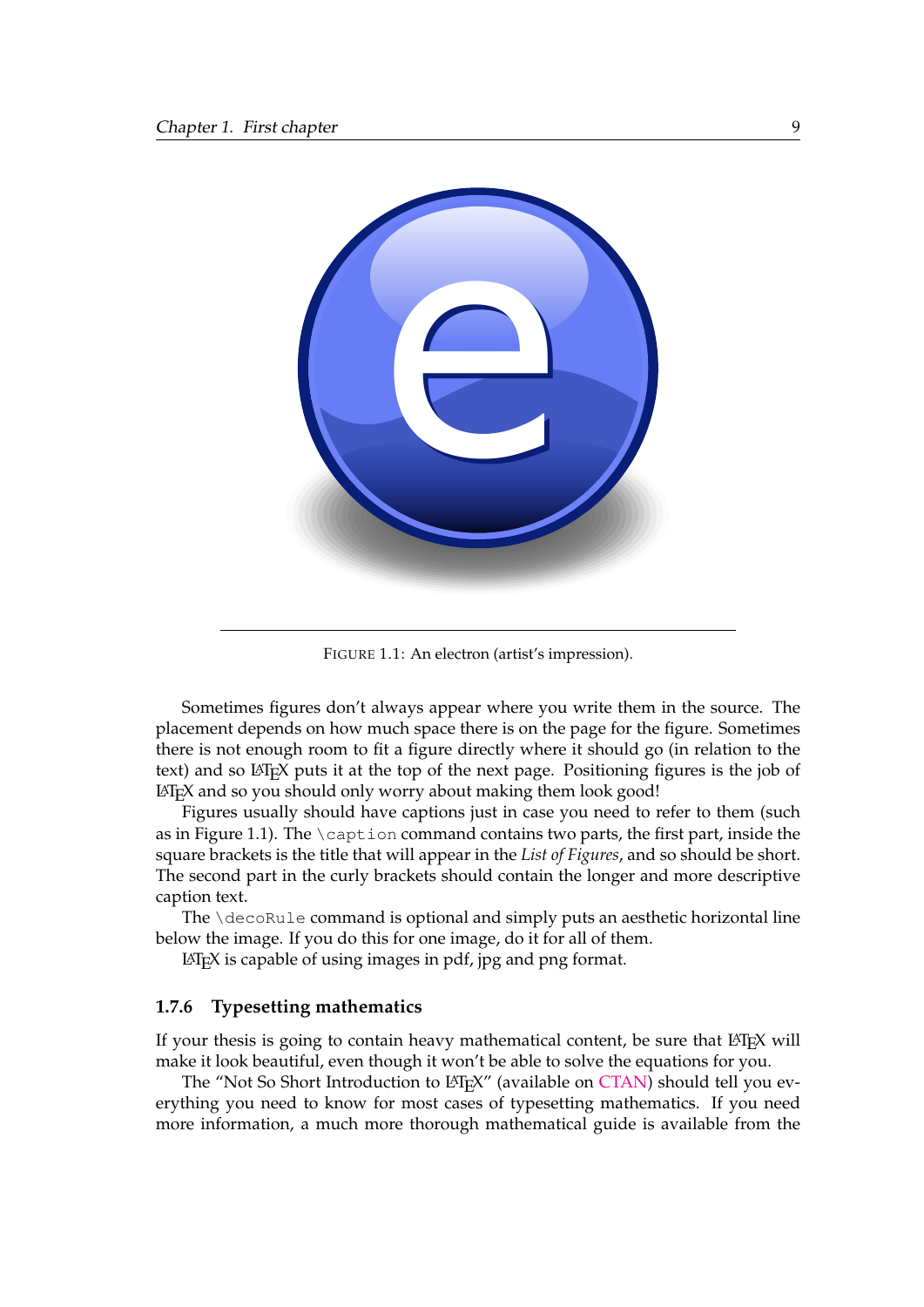FIGURE 1.1: An electron (artist's impression).

Sometimes figures don't always appear where you write them in the source. The placement depends on how much space there is on the page for the figure. Sometimes there is not enough room to fit a figure directly where it should go (in relation to the text) and so LaTeX puts it at the top of the next page. Positioning figures is the job of LaTeX and so you should only worry about making them look good!

Figures usually should have captions just in case you need to refer to them (such as in Figure 1.1). The `\caption` command contains two parts, the first part, inside the square brackets is the title that will appear in the *List of Figures*, and so should be short. The second part in the curly brackets should contain the longer and more descriptive caption text.

The `\decoRule` command is optional and simply puts an aesthetic horizontal line below the image. If you do this for one image, do it for all of them.

LaTeX is capable of using images in pdf, jpg and png format.

### 1.7.6 Typesetting mathematics

If your thesis is going to contain heavy mathematical content, be sure that LaTeX will make it look beautiful, even though it won't be able to solve the equations for you.

The "Not So Short Introduction to LaTeX" (available on CTAN) should tell you everything you need to know for most cases of typesetting mathematics. If you need more information, a much more thorough mathematical guide is available from the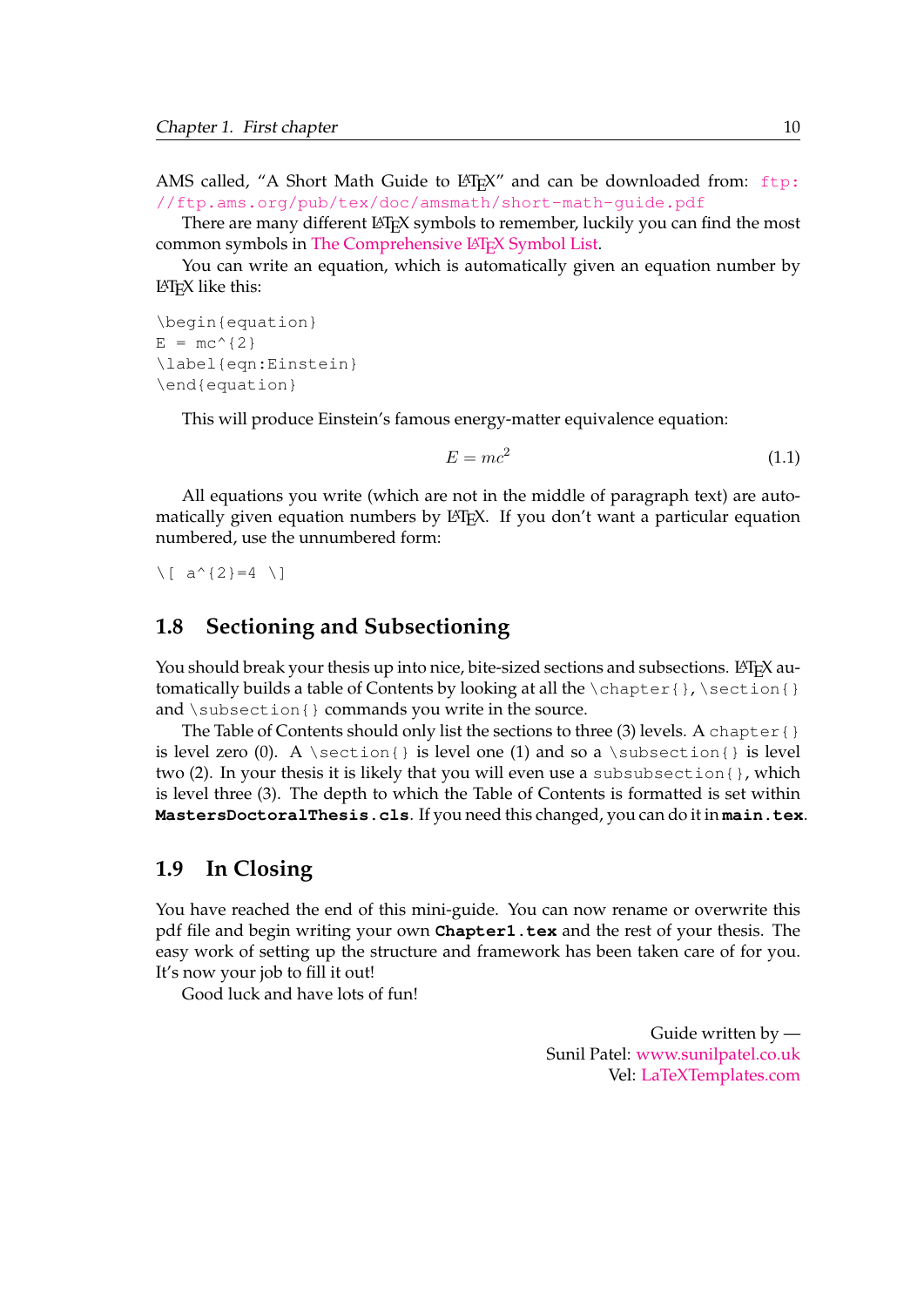AMS called, "A Short Math Guide to LaTeX" and can be downloaded from: ftp://ftp.ams.org/pub/tex/doc/amsmath/short-math-guide.pdf

There are many different LaTeX symbols to remember, luckily you can find the most common symbols in The Comprehensive LaTeX Symbol List.

You can write an equation, which is automatically given an equation number by LaTeX like this:

```
\begin{equation}
E = mc^{2}
\label{eqn:Einstein}
\end{equation}
```

This will produce Einstein's famous energy-matter equivalence equation:

$$E = mc^2 \tag{1.1}$$

All equations you write (which are not in the middle of paragraph text) are automatically given equation numbers by LaTeX. If you don't want a particular equation numbered, use the unnumbered form:

```
\[ a^{2}=4 \]
```

## 1.8 Sectioning and Subsectioning

You should break your thesis up into nice, bite-sized sections and subsections. LaTeX automatically builds a table of Contents by looking at all the `\chapter{}`, `\section{}` and `\subsection{}` commands you write in the source.

The Table of Contents should only list the sections to three (3) levels. A `chapter{}` is level zero (0). A `\section{}` is level one (1) and so a `\subsection{}` is level two (2). In your thesis it is likely that you will even use a `subsubsection{}`, which is level three (3). The depth to which the Table of Contents is formatted is set within **MastersDoctoralThesis.cls**. If you need this changed, you can do it in **main.tex**.

## 1.9 In Closing

You have reached the end of this mini-guide. You can now rename or overwrite this pdf file and begin writing your own **Chapter1.tex** and the rest of your thesis. The easy work of setting up the structure and framework has been taken care of for you. It's now your job to fill it out!

Good luck and have lots of fun!

Guide written by —
Sunil Patel: www.sunilpatel.co.uk
Vel: LaTeXTemplates.com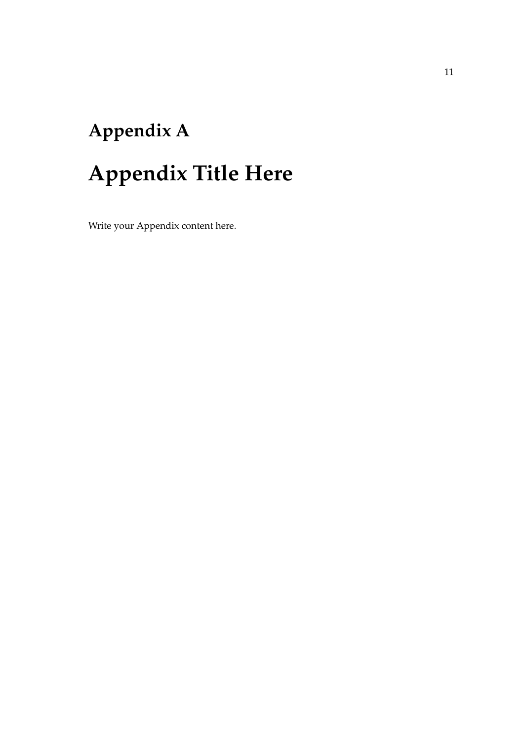# Appendix A

# Appendix Title Here

Write your Appendix content here.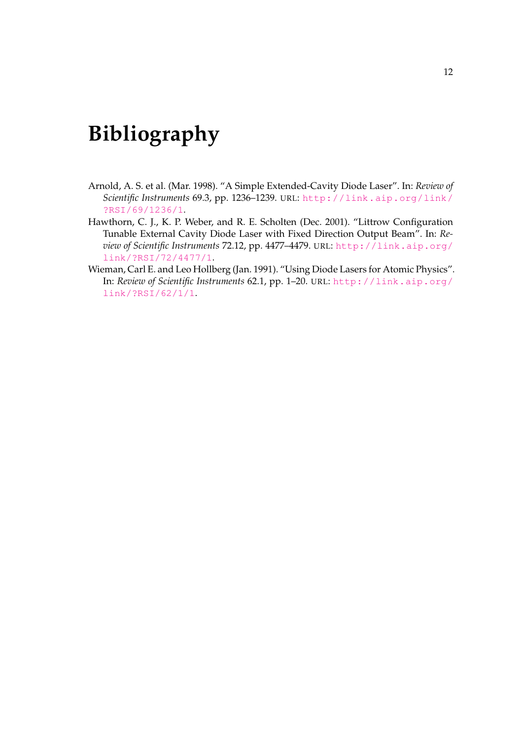# Bibliography

Arnold, A. S. et al. (Mar. 1998). "A Simple Extended-Cavity Diode Laser". In: *Review of Scientific Instruments* 69.3, pp. 1236–1239. URL: http://link.aip.org/link/?RSI/69/1236/1.

Hawthorn, C. J., K. P. Weber, and R. E. Scholten (Dec. 2001). "Littrow Configuration Tunable External Cavity Diode Laser with Fixed Direction Output Beam". In: *Review of Scientific Instruments* 72.12, pp. 4477–4479. URL: http://link.aip.org/link/?RSI/72/4477/1.

Wieman, Carl E. and Leo Hollberg (Jan. 1991). "Using Diode Lasers for Atomic Physics". In: *Review of Scientific Instruments* 62.1, pp. 1–20. URL: http://link.aip.org/link/?RSI/62/1/1.